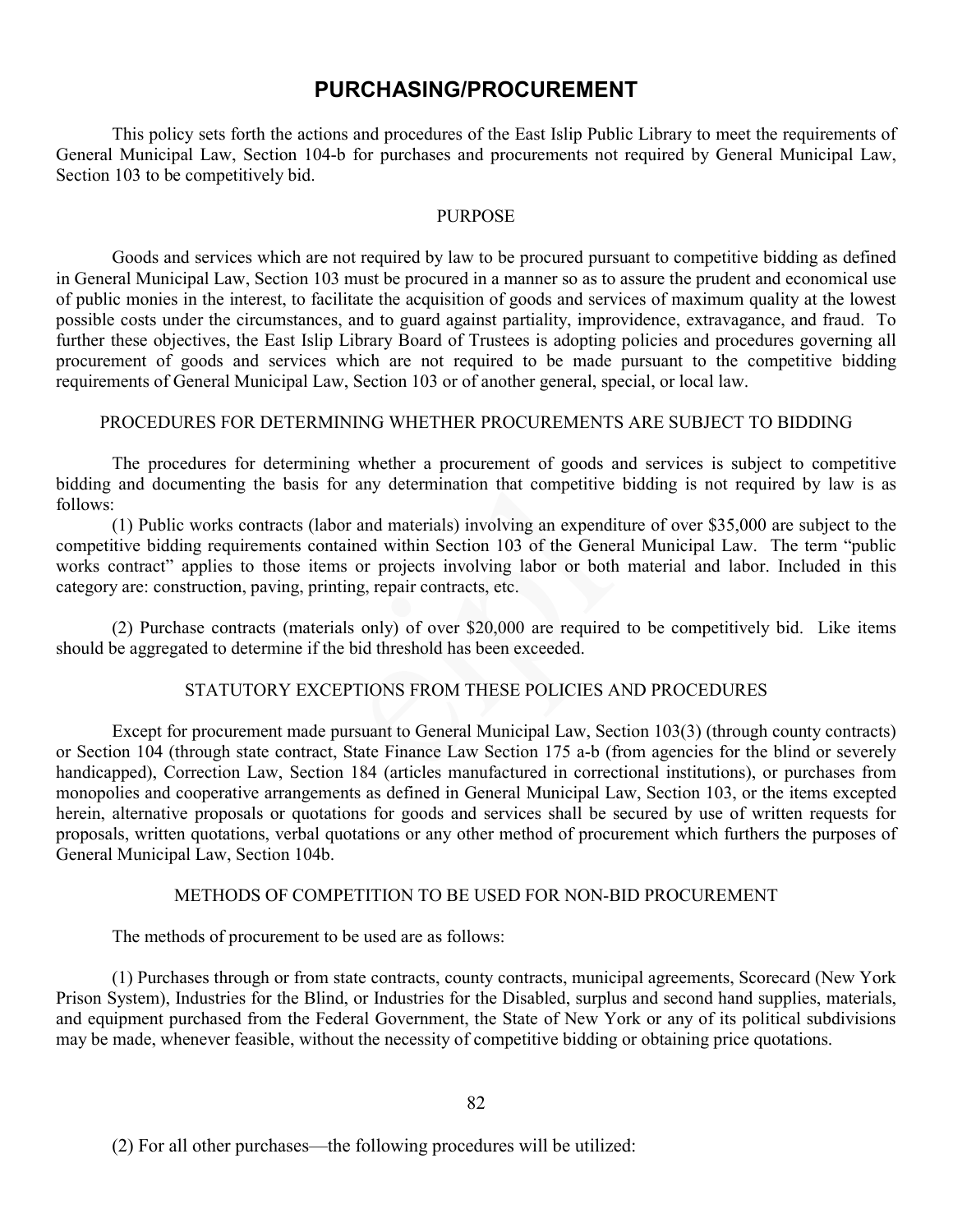# PURCHASING/PROCUREMENT

This policy sets forth the actions and procedures of the East Islip Public Library to meet the requirements of General Municipal Law, Section 104-b for purchases and procurements not required by General Municipal Law, Section 103 to be competitively bid.

## PURPOSE

Goods and services which are not required by law to be procured pursuant to competitive bidding as defined in General Municipal Law, Section 103 must be procured in a manner so as to assure the prudent and economical use of public monies in the interest, to facilitate the acquisition of goods and services of maximum quality at the lowest possible costs under the circumstances, and to guard against partiality, improvidence, extravagance, and fraud. To further these objectives, the East Islip Library Board of Trustees is adopting policies and procedures governing all procurement of goods and services which are not required to be made pursuant to the competitive bidding requirements of General Municipal Law, Section 103 or of another general, special, or local law.

## PROCEDURES FOR DETERMINING WHETHER PROCUREMENTS ARE SUBJECT TO BIDDING

The procedures for determining whether a procurement of goods and services is subject to competitive bidding and documenting the basis for any determination that competitive bidding is not required by law is as follows:

(1) Public works contracts (labor and materials) involving an expenditure of over $35,000 are subject to the competitive bidding requirements contained within Section 103 of the General Municipal Law. The term "public works contract" applies to those items or projects involving labor or both material and labor. Included in this category are: construction, paving, printing, repair contracts, etc.

(2) Purchase contracts (materials only) of over $20,000 are required to be competitively bid. Like items should be aggregated to determine if the bid threshold has been exceeded.

## STATUTORY EXCEPTIONS FROM THESE POLICIES AND PROCEDURES

Except for procurement made pursuant to General Municipal Law, Section 103(3) (through county contracts) or Section 104 (through state contract, State Finance Law Section 175 a-b (from agencies for the blind or severely handicapped), Correction Law, Section 184 (articles manufactured in correctional institutions), or purchases from monopolies and cooperative arrangements as defined in General Municipal Law, Section 103, or the items excepted herein, alternative proposals or quotations for goods and services shall be secured by use of written requests for proposals, written quotations, verbal quotations or any other method of procurement which furthers the purposes of General Municipal Law, Section 104b.

## METHODS OF COMPETITION TO BE USED FOR NON-BID PROCUREMENT

The methods of procurement to be used are as follows:

(1) Purchases through or from state contracts, county contracts, municipal agreements, Scorecard (New York Prison System), Industries for the Blind, or Industries for the Disabled, surplus and second hand supplies, materials, and equipment purchased from the Federal Government, the State of New York or any of its political subdivisions may be made, whenever feasible, without the necessity of competitive bidding or obtaining price quotations.

(2) For all other purchases—the following procedures will be utilized: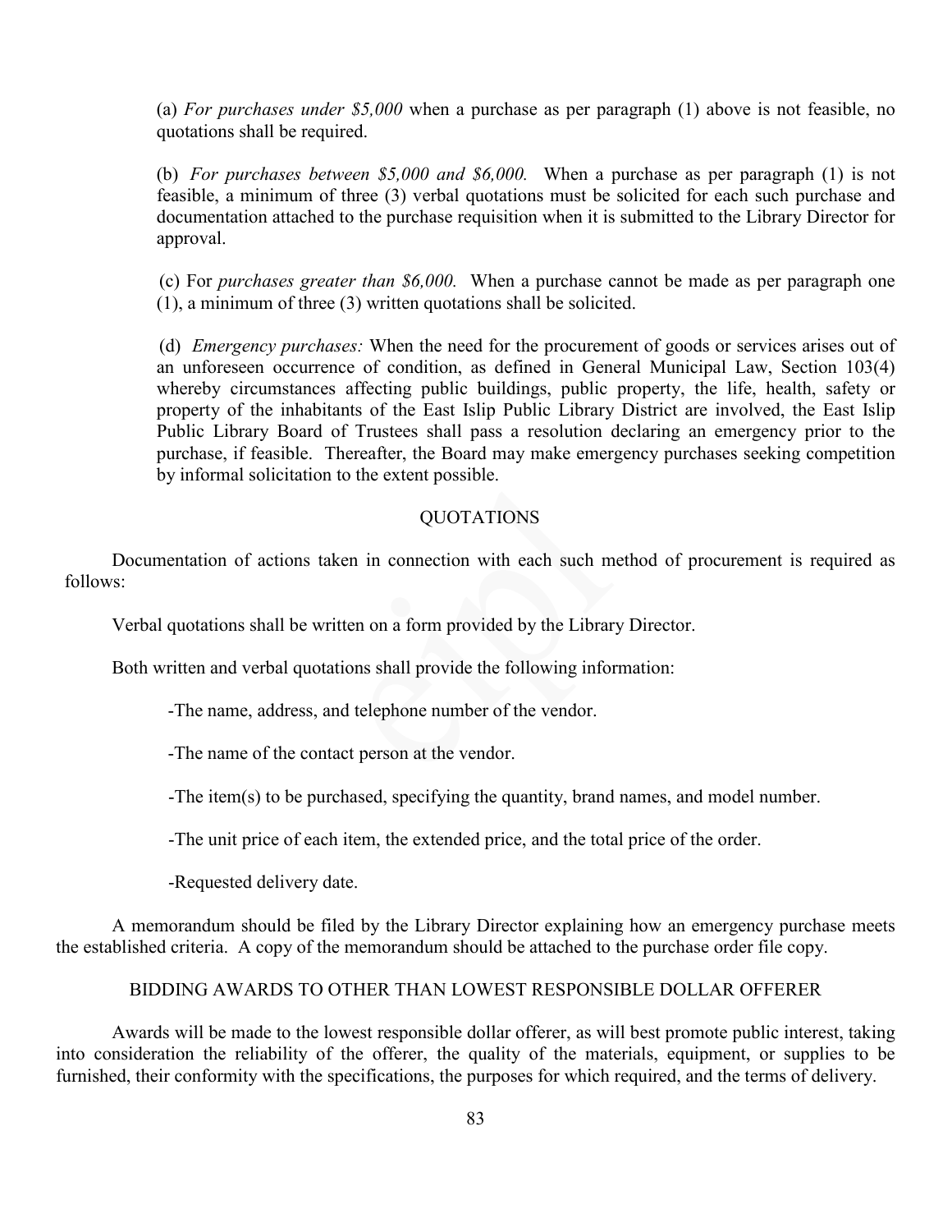(a) *For purchases under $5,000* when a purchase as per paragraph (1) above is not feasible, no quotations shall be required.

(b) *For purchases between $5,000 and $6,000.* When a purchase as per paragraph (1) is not feasible, a minimum of three (3) verbal quotations must be solicited for each such purchase and documentation attached to the purchase requisition when it is submitted to the Library Director for approval.

(c) For *purchases greater than $6,000.* When a purchase cannot be made as per paragraph one (1), a minimum of three (3) written quotations shall be solicited.

(d) *Emergency purchases:* When the need for the procurement of goods or services arises out of an unforeseen occurrence of condition, as defined in General Municipal Law, Section 103(4) whereby circumstances affecting public buildings, public property, the life, health, safety or property of the inhabitants of the East Islip Public Library District are involved, the East Islip Public Library Board of Trustees shall pass a resolution declaring an emergency prior to the purchase, if feasible. Thereafter, the Board may make emergency purchases seeking competition by informal solicitation to the extent possible.

## QUOTATIONS

Documentation of actions taken in connection with each such method of procurement is required as follows:

Verbal quotations shall be written on a form provided by the Library Director.

Both written and verbal quotations shall provide the following information:

- The name, address, and telephone number of the vendor.
- The name of the contact person at the vendor.
- The item(s) to be purchased, specifying the quantity, brand names, and model number.
- The unit price of each item, the extended price, and the total price of the order.
- Requested delivery date.

A memorandum should be filed by the Library Director explaining how an emergency purchase meets the established criteria. A copy of the memorandum should be attached to the purchase order file copy.

## BIDDING AWARDS TO OTHER THAN LOWEST RESPONSIBLE DOLLAR OFFERER

Awards will be made to the lowest responsible dollar offerer, as will best promote public interest, taking into consideration the reliability of the offerer, the quality of the materials, equipment, or supplies to be furnished, their conformity with the specifications, the purposes for which required, and the terms of delivery.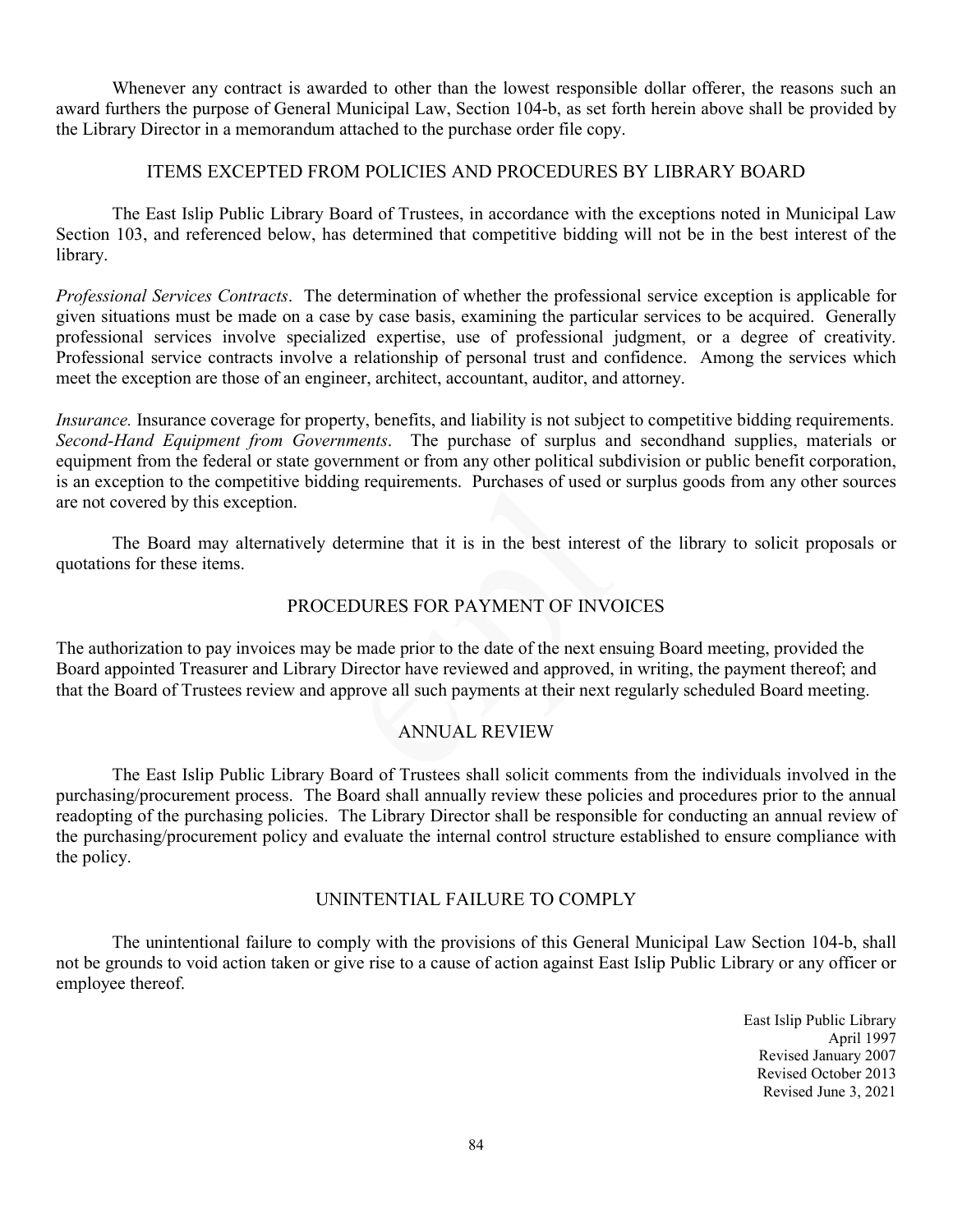Whenever any contract is awarded to other than the lowest responsible dollar offerer, the reasons such an award furthers the purpose of General Municipal Law, Section 104-b, as set forth herein above shall be provided by the Library Director in a memorandum attached to the purchase order file copy.

## ITEMS EXCEPTED FROM POLICIES AND PROCEDURES BY LIBRARY BOARD

The East Islip Public Library Board of Trustees, in accordance with the exceptions noted in Municipal Law Section 103, and referenced below, has determined that competitive bidding will not be in the best interest of the library.

*Professional Services Contracts*. The determination of whether the professional service exception is applicable for given situations must be made on a case by case basis, examining the particular services to be acquired. Generally professional services involve specialized expertise, use of professional judgment, or a degree of creativity. Professional service contracts involve a relationship of personal trust and confidence. Among the services which meet the exception are those of an engineer, architect, accountant, auditor, and attorney.

*Insurance.* Insurance coverage for property, benefits, and liability is not subject to competitive bidding requirements. *Second-Hand Equipment from Governments*. The purchase of surplus and secondhand supplies, materials or equipment from the federal or state government or from any other political subdivision or public benefit corporation, is an exception to the competitive bidding requirements. Purchases of used or surplus goods from any other sources are not covered by this exception.

The Board may alternatively determine that it is in the best interest of the library to solicit proposals or quotations for these items.

## PROCEDURES FOR PAYMENT OF INVOICES

The authorization to pay invoices may be made prior to the date of the next ensuing Board meeting, provided the Board appointed Treasurer and Library Director have reviewed and approved, in writing, the payment thereof; and that the Board of Trustees review and approve all such payments at their next regularly scheduled Board meeting.

## ANNUAL REVIEW

The East Islip Public Library Board of Trustees shall solicit comments from the individuals involved in the purchasing/procurement process. The Board shall annually review these policies and procedures prior to the annual readopting of the purchasing policies. The Library Director shall be responsible for conducting an annual review of the purchasing/procurement policy and evaluate the internal control structure established to ensure compliance with the policy.

## UNINTENTIAL FAILURE TO COMPLY

The unintentional failure to comply with the provisions of this General Municipal Law Section 104-b, shall not be grounds to void action taken or give rise to a cause of action against East Islip Public Library or any officer or employee thereof.

East Islip Public Library
April 1997
Revised January 2007
Revised October 2013
Revised June 3, 2021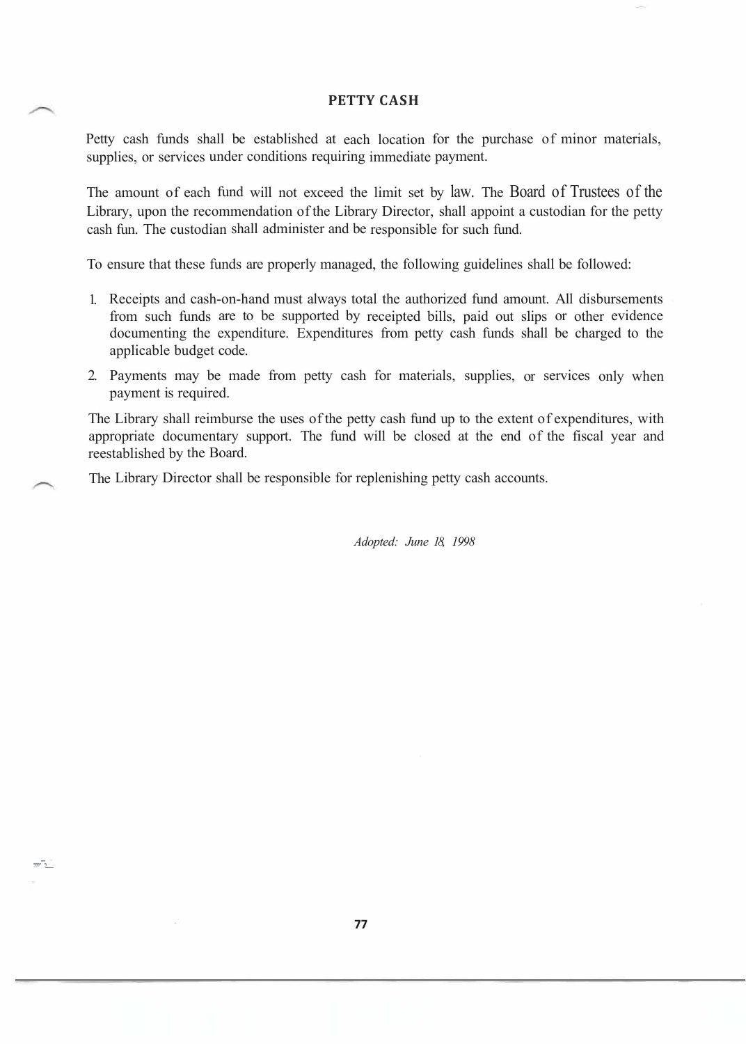## PETTY CASH

Petty cash funds shall be established at each location for the purchase of minor materials, supplies, or services under conditions requiring immediate payment.

The amount of each fund will not exceed the limit set by law. The Board of Trustees of the Library, upon the recommendation of the Library Director, shall appoint a custodian for the petty cash fun. The custodian shall administer and be responsible for such fund.

To ensure that these funds are properly managed, the following guidelines shall be followed:

1. Receipts and cash-on-hand must always total the authorized fund amount. All disbursements from such funds are to be supported by receipted bills, paid out slips or other evidence documenting the expenditure. Expenditures from petty cash funds shall be charged to the applicable budget code.
2. Payments may be made from petty cash for materials, supplies, or services only when payment is required.

The Library shall reimburse the uses of the petty cash fund up to the extent of expenditures, with appropriate documentary support. The fund will be closed at the end of the fiscal year and reestablished by the Board.

The Library Director shall be responsible for replenishing petty cash accounts.

*Adopted: June 18, 1998*